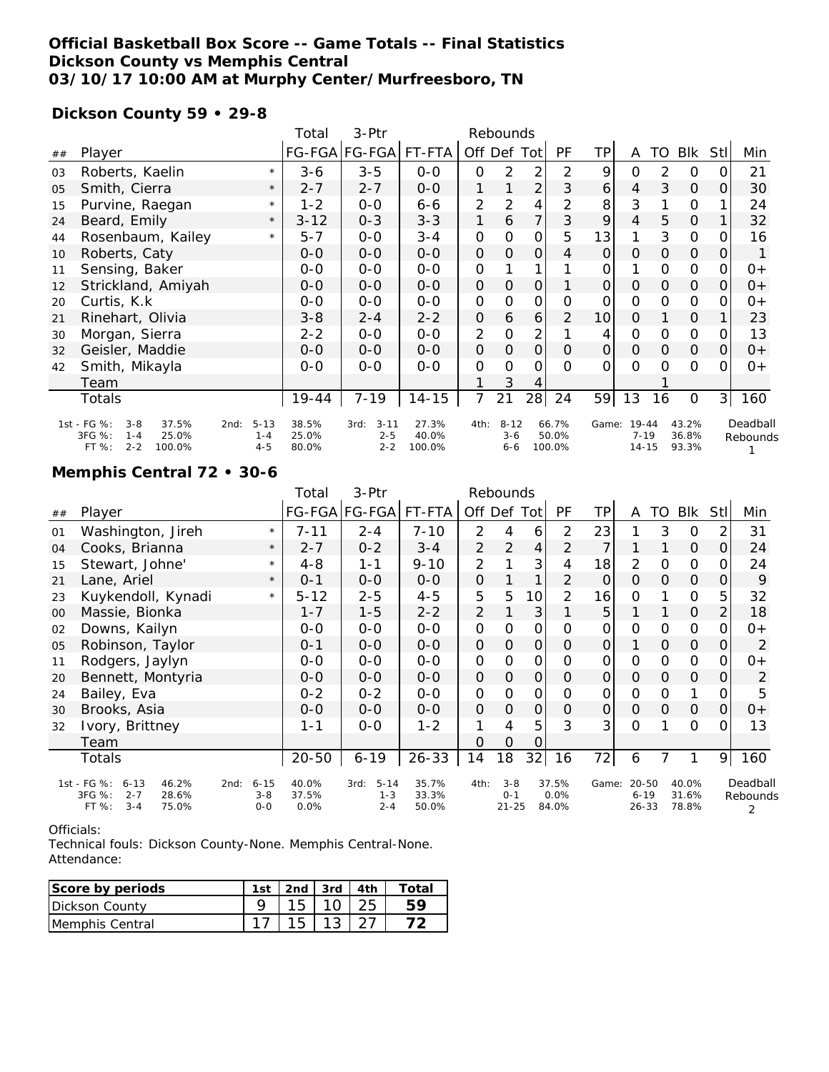**Official Basketball Box Score -- Game Totals -- Final Statistics**
**Dickson County vs Memphis Central**
**03/10/17 10:00 AM at Murphy Center/Murfreesboro, TN**

**Dickson County 59 • 29-8**

| ## | Player | | Total FG-FGA | 3-Ptr FG-FGA | FT-FTA | Rebounds Off | Def | Tot | PF | TP | A | TO | Blk | Stl | Min |
|---|---|---|---|---|---|---|---|---|---|---|---|---|---|---|---|
| 03 | Roberts, Kaelin | * | 3-6 | 3-5 | 0-0 | 0 | 2 | 2 | 2 | 9 | 0 | 2 | 0 | 0 | 21 |
| 05 | Smith, Cierra | * | 2-7 | 2-7 | 0-0 | 1 | 1 | 2 | 3 | 6 | 4 | 3 | 0 | 0 | 30 |
| 15 | Purvine, Raegan | * | 1-2 | 0-0 | 6-6 | 2 | 2 | 4 | 2 | 8 | 3 | 1 | 0 | 1 | 24 |
| 24 | Beard, Emily | * | 3-12 | 0-3 | 3-3 | 1 | 6 | 7 | 3 | 9 | 4 | 5 | 0 | 1 | 32 |
| 44 | Rosenbaum, Kailey | * | 5-7 | 0-0 | 3-4 | 0 | 0 | 0 | 5 | 13 | 1 | 3 | 0 | 0 | 16 |
| 10 | Roberts, Caty | | 0-0 | 0-0 | 0-0 | 0 | 0 | 0 | 4 | 0 | 0 | 0 | 0 | 0 | 1 |
| 11 | Sensing, Baker | | 0-0 | 0-0 | 0-0 | 0 | 1 | 1 | 1 | 0 | 1 | 0 | 0 | 0 | 0+ |
| 12 | Strickland, Amiyah | | 0-0 | 0-0 | 0-0 | 0 | 0 | 0 | 1 | 0 | 0 | 0 | 0 | 0 | 0+ |
| 20 | Curtis, K.k | | 0-0 | 0-0 | 0-0 | 0 | 0 | 0 | 0 | 0 | 0 | 0 | 0 | 0 | 0+ |
| 21 | Rinehart, Olivia | | 3-8 | 2-4 | 2-2 | 0 | 6 | 6 | 2 | 10 | 0 | 1 | 0 | 1 | 23 |
| 30 | Morgan, Sierra | | 2-2 | 0-0 | 0-0 | 2 | 0 | 2 | 1 | 4 | 0 | 0 | 0 | 0 | 13 |
| 32 | Geisler, Maddie | | 0-0 | 0-0 | 0-0 | 0 | 0 | 0 | 0 | 0 | 0 | 0 | 0 | 0 | 0+ |
| 42 | Smith, Mikayla | | 0-0 | 0-0 | 0-0 | 0 | 0 | 0 | 0 | 0 | 0 | 0 | 0 | 0 | 0+ |
| | Team | | | | | 1 | 3 | 4 | | | | 1 | | | |
| | Totals | | 19-44 | 7-19 | 14-15 | 7 | 21 | 28 | 24 | 59 | 13 | 16 | 0 | 3 | 160 |

| | 1st | | 2nd | | 3rd | | 4th | | Game | | |
|---|---|---|---|---|---|---|---|---|---|---|---|
| FG % | 3-8 | 37.5% | 5-13 | 38.5% | 3-11 | 27.3% | 8-12 | 66.7% | 19-44 | 43.2% | Deadball Rebounds 1 |
| 3FG % | 1-4 | 25.0% | 1-4 | 25.0% | 2-5 | 40.0% | 3-6 | 50.0% | 7-19 | 36.8% | |
| FT % | 2-2 | 100.0% | 4-5 | 80.0% | 2-2 | 100.0% | 6-6 | 100.0% | 14-15 | 93.3% | |

**Memphis Central 72 • 30-6**

| ## | Player | | Total FG-FGA | 3-Ptr FG-FGA | FT-FTA | Rebounds Off | Def | Tot | PF | TP | A | TO | Blk | Stl | Min |
|---|---|---|---|---|---|---|---|---|---|---|---|---|---|---|---|
| 01 | Washington, Jireh | * | 7-11 | 2-4 | 7-10 | 2 | 4 | 6 | 2 | 23 | 1 | 3 | 0 | 2 | 31 |
| 04 | Cooks, Brianna | * | 2-7 | 0-2 | 3-4 | 2 | 2 | 4 | 2 | 7 | 1 | 1 | 0 | 0 | 24 |
| 15 | Stewart, Johne' | * | 4-8 | 1-1 | 9-10 | 2 | 1 | 3 | 4 | 18 | 2 | 0 | 0 | 0 | 24 |
| 21 | Lane, Ariel | * | 0-1 | 0-0 | 0-0 | 0 | 1 | 1 | 2 | 0 | 0 | 0 | 0 | 0 | 9 |
| 23 | Kuykendoll, Kynadi | * | 5-12 | 2-5 | 4-5 | 5 | 5 | 10 | 2 | 16 | 0 | 1 | 0 | 5 | 32 |
| 00 | Massie, Bionka | | 1-7 | 1-5 | 2-2 | 2 | 1 | 3 | 1 | 5 | 1 | 1 | 0 | 2 | 18 |
| 02 | Downs, Kailyn | | 0-0 | 0-0 | 0-0 | 0 | 0 | 0 | 0 | 0 | 0 | 0 | 0 | 0 | 0+ |
| 05 | Robinson, Taylor | | 0-1 | 0-0 | 0-0 | 0 | 0 | 0 | 0 | 0 | 1 | 0 | 0 | 0 | 2 |
| 11 | Rodgers, Jaylyn | | 0-0 | 0-0 | 0-0 | 0 | 0 | 0 | 0 | 0 | 0 | 0 | 0 | 0 | 0+ |
| 20 | Bennett, Montyria | | 0-0 | 0-0 | 0-0 | 0 | 0 | 0 | 0 | 0 | 0 | 0 | 0 | 0 | 2 |
| 24 | Bailey, Eva | | 0-2 | 0-2 | 0-0 | 0 | 0 | 0 | 0 | 0 | 0 | 0 | 1 | 0 | 5 |
| 30 | Brooks, Asia | | 0-0 | 0-0 | 0-0 | 0 | 0 | 0 | 0 | 0 | 0 | 0 | 0 | 0 | 0+ |
| 32 | Ivory, Brittney | | 1-1 | 0-0 | 1-2 | 1 | 4 | 5 | 3 | 3 | 0 | 1 | 0 | 0 | 13 |
| | Team | | | | | 0 | 0 | 0 | | | | | | | |
| | Totals | | 20-50 | 6-19 | 26-33 | 14 | 18 | 32 | 16 | 72 | 6 | 7 | 1 | 9 | 160 |

| | 1st | | 2nd | | 3rd | | 4th | | Game | | |
|---|---|---|---|---|---|---|---|---|---|---|---|
| FG % | 6-13 | 46.2% | 6-15 | 40.0% | 5-14 | 35.7% | 3-8 | 37.5% | 20-50 | 40.0% | Deadball Rebounds 2 |
| 3FG % | 2-7 | 28.6% | 3-8 | 37.5% | 1-3 | 33.3% | 0-1 | 0.0% | 6-19 | 31.6% | |
| FT % | 3-4 | 75.0% | 0-0 | 0.0% | 2-4 | 50.0% | 21-25 | 84.0% | 26-33 | 78.8% | |

Officials:
Technical fouls: Dickson County-None. Memphis Central-None.
Attendance:

| Score by periods | 1st | 2nd | 3rd | 4th | Total |
|---|---|---|---|---|---|
| Dickson County | 9 | 15 | 10 | 25 | **59** |
| Memphis Central | 17 | 15 | 13 | 27 | **72** |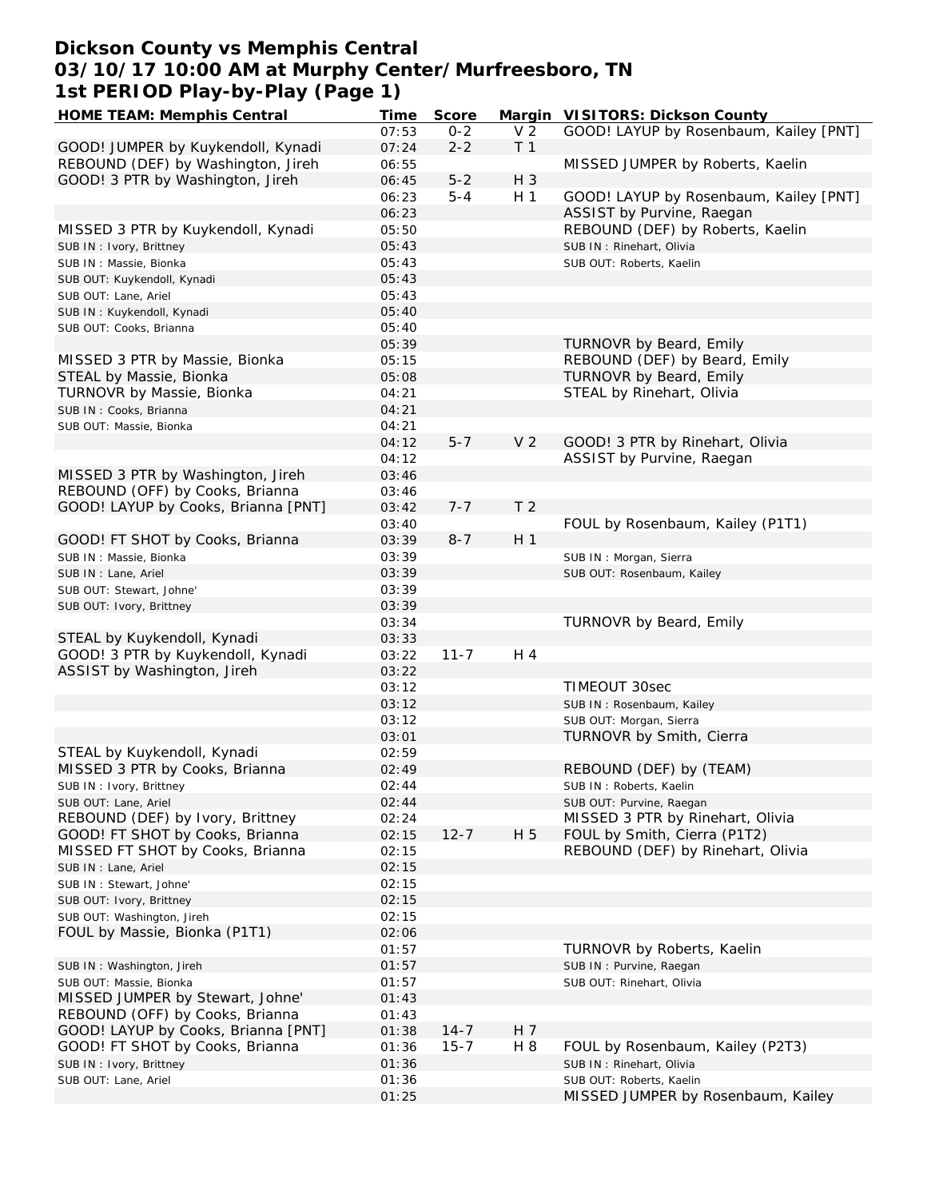# Dickson County vs Memphis Central
## 03/10/17 10:00 AM at Murphy Center/Murfreesboro, TN
## 1st PERIOD Play-by-Play (Page 1)

| HOME TEAM: Memphis Central | Time | Score | Margin | VISITORS: Dickson County |
|---|---|---|---|---|
| | 07:53 | 0-2 | V 2 | GOOD! LAYUP by Rosenbaum, Kailey [PNT] |
| GOOD! JUMPER by Kuykendoll, Kynadi | 07:24 | 2-2 | T 1 | |
| REBOUND (DEF) by Washington, Jireh | 06:55 | | | MISSED JUMPER by Roberts, Kaelin |
| GOOD! 3 PTR by Washington, Jireh | 06:45 | 5-2 | H 3 | |
| | 06:23 | 5-4 | H 1 | GOOD! LAYUP by Rosenbaum, Kailey [PNT] |
| | 06:23 | | | ASSIST by Purvine, Raegan |
| MISSED 3 PTR by Kuykendoll, Kynadi | 05:50 | | | REBOUND (DEF) by Roberts, Kaelin |
| SUB IN : Ivory, Brittney | 05:43 | | | SUB IN : Rinehart, Olivia |
| SUB IN : Massie, Bionka | 05:43 | | | SUB OUT: Roberts, Kaelin |
| SUB OUT: Kuykendoll, Kynadi | 05:43 | | | |
| SUB OUT: Lane, Ariel | 05:43 | | | |
| SUB IN : Kuykendoll, Kynadi | 05:40 | | | |
| SUB OUT: Cooks, Brianna | 05:40 | | | |
| | 05:39 | | | TURNOVR by Beard, Emily |
| MISSED 3 PTR by Massie, Bionka | 05:15 | | | REBOUND (DEF) by Beard, Emily |
| STEAL by Massie, Bionka | 05:08 | | | TURNOVR by Beard, Emily |
| TURNOVR by Massie, Bionka | 04:21 | | | STEAL by Rinehart, Olivia |
| SUB IN : Cooks, Brianna | 04:21 | | | |
| SUB OUT: Massie, Bionka | 04:21 | | | |
| | 04:12 | 5-7 | V 2 | GOOD! 3 PTR by Rinehart, Olivia |
| | 04:12 | | | ASSIST by Purvine, Raegan |
| MISSED 3 PTR by Washington, Jireh | 03:46 | | | |
| REBOUND (OFF) by Cooks, Brianna | 03:46 | | | |
| GOOD! LAYUP by Cooks, Brianna [PNT] | 03:42 | 7-7 | T 2 | |
| | 03:40 | | | FOUL by Rosenbaum, Kailey (P1T1) |
| GOOD! FT SHOT by Cooks, Brianna | 03:39 | 8-7 | H 1 | |
| SUB IN : Massie, Bionka | 03:39 | | | SUB IN : Morgan, Sierra |
| SUB IN : Lane, Ariel | 03:39 | | | SUB OUT: Rosenbaum, Kailey |
| SUB OUT: Stewart, Johne' | 03:39 | | | |
| SUB OUT: Ivory, Brittney | 03:39 | | | |
| | 03:34 | | | TURNOVR by Beard, Emily |
| STEAL by Kuykendoll, Kynadi | 03:33 | | | |
| GOOD! 3 PTR by Kuykendoll, Kynadi | 03:22 | 11-7 | H 4 | |
| ASSIST by Washington, Jireh | 03:22 | | | |
| | 03:12 | | | TIMEOUT 30sec |
| | 03:12 | | | SUB IN : Rosenbaum, Kailey |
| | 03:12 | | | SUB OUT: Morgan, Sierra |
| | 03:01 | | | TURNOVR by Smith, Cierra |
| STEAL by Kuykendoll, Kynadi | 02:59 | | | |
| MISSED 3 PTR by Cooks, Brianna | 02:49 | | | REBOUND (DEF) by (TEAM) |
| SUB IN : Ivory, Brittney | 02:44 | | | SUB IN : Roberts, Kaelin |
| SUB OUT: Lane, Ariel | 02:44 | | | SUB OUT: Purvine, Raegan |
| REBOUND (DEF) by Ivory, Brittney | 02:24 | | | MISSED 3 PTR by Rinehart, Olivia |
| GOOD! FT SHOT by Cooks, Brianna | 02:15 | 12-7 | H 5 | FOUL by Smith, Cierra (P1T2) |
| MISSED FT SHOT by Cooks, Brianna | 02:15 | | | REBOUND (DEF) by Rinehart, Olivia |
| SUB IN : Lane, Ariel | 02:15 | | | |
| SUB IN : Stewart, Johne' | 02:15 | | | |
| SUB OUT: Ivory, Brittney | 02:15 | | | |
| SUB OUT: Washington, Jireh | 02:15 | | | |
| FOUL by Massie, Bionka (P1T1) | 02:06 | | | |
| | 01:57 | | | TURNOVR by Roberts, Kaelin |
| SUB IN : Washington, Jireh | 01:57 | | | SUB IN : Purvine, Raegan |
| SUB OUT: Massie, Bionka | 01:57 | | | SUB OUT: Rinehart, Olivia |
| MISSED JUMPER by Stewart, Johne' | 01:43 | | | |
| REBOUND (OFF) by Cooks, Brianna | 01:43 | | | |
| GOOD! LAYUP by Cooks, Brianna [PNT] | 01:38 | 14-7 | H 7 | |
| GOOD! FT SHOT by Cooks, Brianna | 01:36 | 15-7 | H 8 | FOUL by Rosenbaum, Kailey (P2T3) |
| SUB IN : Ivory, Brittney | 01:36 | | | SUB IN : Rinehart, Olivia |
| SUB OUT: Lane, Ariel | 01:36 | | | SUB OUT: Roberts, Kaelin |
| | 01:25 | | | MISSED JUMPER by Rosenbaum, Kailey |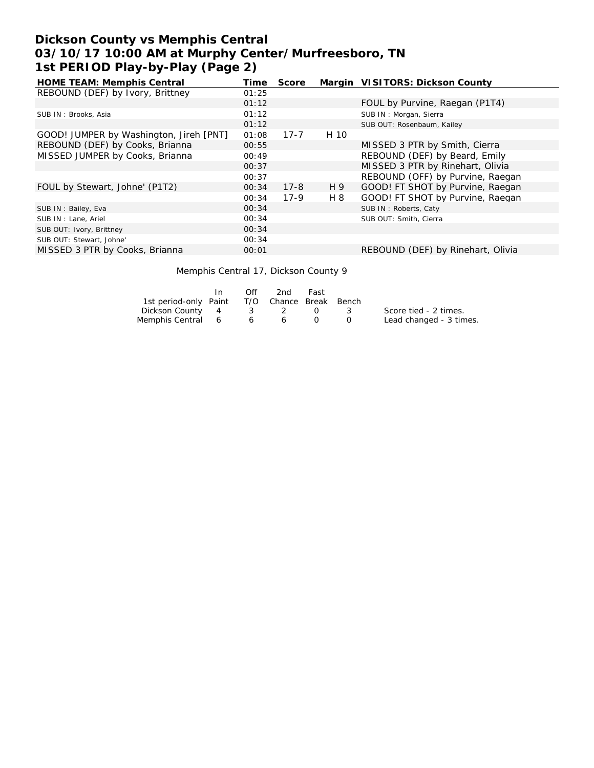# Dickson County vs Memphis Central
## 03/10/17 10:00 AM at Murphy Center/Murfreesboro, TN
## 1st PERIOD Play-by-Play (Page 2)

| HOME TEAM: Memphis Central | Time | Score | Margin | VISITORS: Dickson County |
|---|---|---|---|---|
| REBOUND (DEF) by Ivory, Brittney | 01:25 | | | |
| | 01:12 | | | FOUL by Purvine, Raegan (P1T4) |
| SUB IN : Brooks, Asia | 01:12 | | | SUB IN : Morgan, Sierra |
| | 01:12 | | | SUB OUT: Rosenbaum, Kailey |
| GOOD! JUMPER by Washington, Jireh [PNT] | 01:08 | 17-7 | H 10 | |
| REBOUND (DEF) by Cooks, Brianna | 00:55 | | | MISSED 3 PTR by Smith, Cierra |
| MISSED JUMPER by Cooks, Brianna | 00:49 | | | REBOUND (DEF) by Beard, Emily |
| | 00:37 | | | MISSED 3 PTR by Rinehart, Olivia |
| | 00:37 | | | REBOUND (OFF) by Purvine, Raegan |
| FOUL by Stewart, Johne' (P1T2) | 00:34 | 17-8 | H 9 | GOOD! FT SHOT by Purvine, Raegan |
| | 00:34 | 17-9 | H 8 | GOOD! FT SHOT by Purvine, Raegan |
| SUB IN : Bailey, Eva | 00:34 | | | SUB IN : Roberts, Caty |
| SUB IN : Lane, Ariel | 00:34 | | | SUB OUT: Smith, Cierra |
| SUB OUT: Ivory, Brittney | 00:34 | | | |
| SUB OUT: Stewart, Johne' | 00:34 | | | |
| MISSED 3 PTR by Cooks, Brianna | 00:01 | | | REBOUND (DEF) by Rinehart, Olivia |

Memphis Central 17, Dickson County 9

| 1st period-only | In Paint | Off T/O | 2nd Chance | Fast Break | Bench |
|---|---|---|---|---|---|
| Dickson County | 4 | 3 | 2 | 0 | 3 |
| Memphis Central | 6 | 6 | 6 | 0 | 0 |

Score tied - 2 times.
Lead changed - 3 times.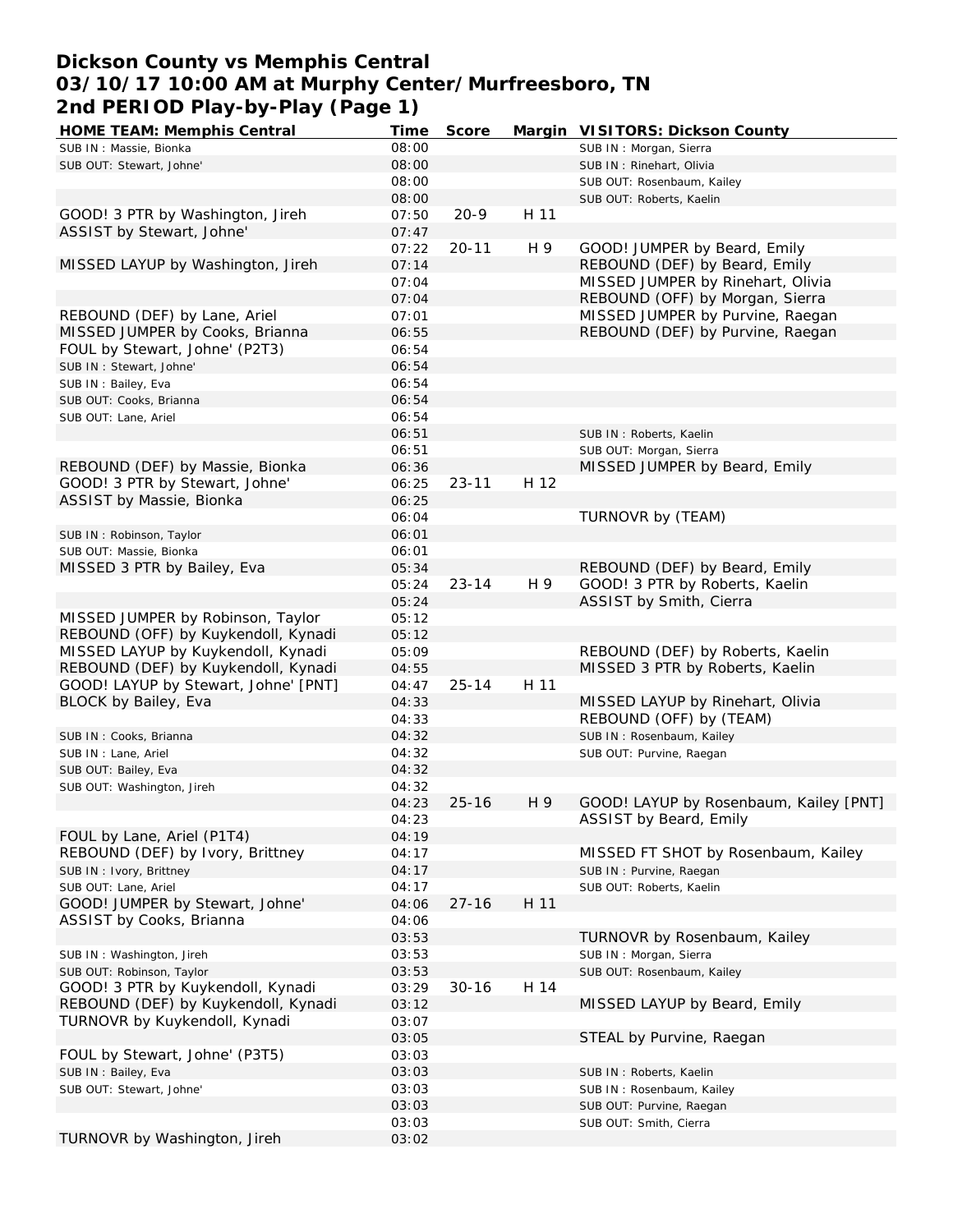# Dickson County vs Memphis Central
## 03/10/17 10:00 AM at Murphy Center/Murfreesboro, TN
## 2nd PERIOD Play-by-Play (Page 1)

| HOME TEAM: Memphis Central | Time | Score | Margin | VISITORS: Dickson County |
|---|---|---|---|---|
| SUB IN : Massie, Bionka | 08:00 | | | SUB IN : Morgan, Sierra |
| SUB OUT: Stewart, Johne' | 08:00 | | | SUB IN : Rinehart, Olivia |
| | 08:00 | | | SUB OUT: Rosenbaum, Kailey |
| | 08:00 | | | SUB OUT: Roberts, Kaelin |
| GOOD! 3 PTR by Washington, Jireh | 07:50 | 20-9 | H 11 | |
| ASSIST by Stewart, Johne' | 07:47 | | | |
| | 07:22 | 20-11 | H 9 | GOOD! JUMPER by Beard, Emily |
| MISSED LAYUP by Washington, Jireh | 07:14 | | | REBOUND (DEF) by Beard, Emily |
| | 07:04 | | | MISSED JUMPER by Rinehart, Olivia |
| | 07:04 | | | REBOUND (OFF) by Morgan, Sierra |
| REBOUND (DEF) by Lane, Ariel | 07:01 | | | MISSED JUMPER by Purvine, Raegan |
| MISSED JUMPER by Cooks, Brianna | 06:55 | | | REBOUND (DEF) by Purvine, Raegan |
| FOUL by Stewart, Johne' (P2T3) | 06:54 | | | |
| SUB IN : Stewart, Johne' | 06:54 | | | |
| SUB IN : Bailey, Eva | 06:54 | | | |
| SUB OUT: Cooks, Brianna | 06:54 | | | |
| SUB OUT: Lane, Ariel | 06:54 | | | |
| | 06:51 | | | SUB IN : Roberts, Kaelin |
| | 06:51 | | | SUB OUT: Morgan, Sierra |
| REBOUND (DEF) by Massie, Bionka | 06:36 | | | MISSED JUMPER by Beard, Emily |
| GOOD! 3 PTR by Stewart, Johne' | 06:25 | 23-11 | H 12 | |
| ASSIST by Massie, Bionka | 06:25 | | | |
| | 06:04 | | | TURNOVR by (TEAM) |
| SUB IN : Robinson, Taylor | 06:01 | | | |
| SUB OUT: Massie, Bionka | 06:01 | | | |
| MISSED 3 PTR by Bailey, Eva | 05:34 | | | REBOUND (DEF) by Beard, Emily |
| | 05:24 | 23-14 | H 9 | GOOD! 3 PTR by Roberts, Kaelin |
| | 05:24 | | | ASSIST by Smith, Cierra |
| MISSED JUMPER by Robinson, Taylor | 05:12 | | | |
| REBOUND (OFF) by Kuykendoll, Kynadi | 05:12 | | | |
| MISSED LAYUP by Kuykendoll, Kynadi | 05:09 | | | REBOUND (DEF) by Roberts, Kaelin |
| REBOUND (DEF) by Kuykendoll, Kynadi | 04:55 | | | MISSED 3 PTR by Roberts, Kaelin |
| GOOD! LAYUP by Stewart, Johne' [PNT] | 04:47 | 25-14 | H 11 | |
| BLOCK by Bailey, Eva | 04:33 | | | MISSED LAYUP by Rinehart, Olivia |
| | 04:33 | | | REBOUND (OFF) by (TEAM) |
| SUB IN : Cooks, Brianna | 04:32 | | | SUB IN : Rosenbaum, Kailey |
| SUB IN : Lane, Ariel | 04:32 | | | SUB OUT: Purvine, Raegan |
| SUB OUT: Bailey, Eva | 04:32 | | | |
| SUB OUT: Washington, Jireh | 04:32 | | | |
| | 04:23 | 25-16 | H 9 | GOOD! LAYUP by Rosenbaum, Kailey [PNT] |
| | 04:23 | | | ASSIST by Beard, Emily |
| FOUL by Lane, Ariel (P1T4) | 04:19 | | | |
| REBOUND (DEF) by Ivory, Brittney | 04:17 | | | MISSED FT SHOT by Rosenbaum, Kailey |
| SUB IN : Ivory, Brittney | 04:17 | | | SUB IN : Purvine, Raegan |
| SUB OUT: Lane, Ariel | 04:17 | | | SUB OUT: Roberts, Kaelin |
| GOOD! JUMPER by Stewart, Johne' | 04:06 | 27-16 | H 11 | |
| ASSIST by Cooks, Brianna | 04:06 | | | |
| | 03:53 | | | TURNOVR by Rosenbaum, Kailey |
| SUB IN : Washington, Jireh | 03:53 | | | SUB IN : Morgan, Sierra |
| SUB OUT: Robinson, Taylor | 03:53 | | | SUB OUT: Rosenbaum, Kailey |
| GOOD! 3 PTR by Kuykendoll, Kynadi | 03:29 | 30-16 | H 14 | |
| REBOUND (DEF) by Kuykendoll, Kynadi | 03:12 | | | MISSED LAYUP by Beard, Emily |
| TURNOVR by Kuykendoll, Kynadi | 03:07 | | | |
| | 03:05 | | | STEAL by Purvine, Raegan |
| FOUL by Stewart, Johne' (P3T5) | 03:03 | | | |
| SUB IN : Bailey, Eva | 03:03 | | | SUB IN : Roberts, Kaelin |
| SUB OUT: Stewart, Johne' | 03:03 | | | SUB IN : Rosenbaum, Kailey |
| | 03:03 | | | SUB OUT: Purvine, Raegan |
| | 03:03 | | | SUB OUT: Smith, Cierra |
| TURNOVR by Washington, Jireh | 03:02 | | | |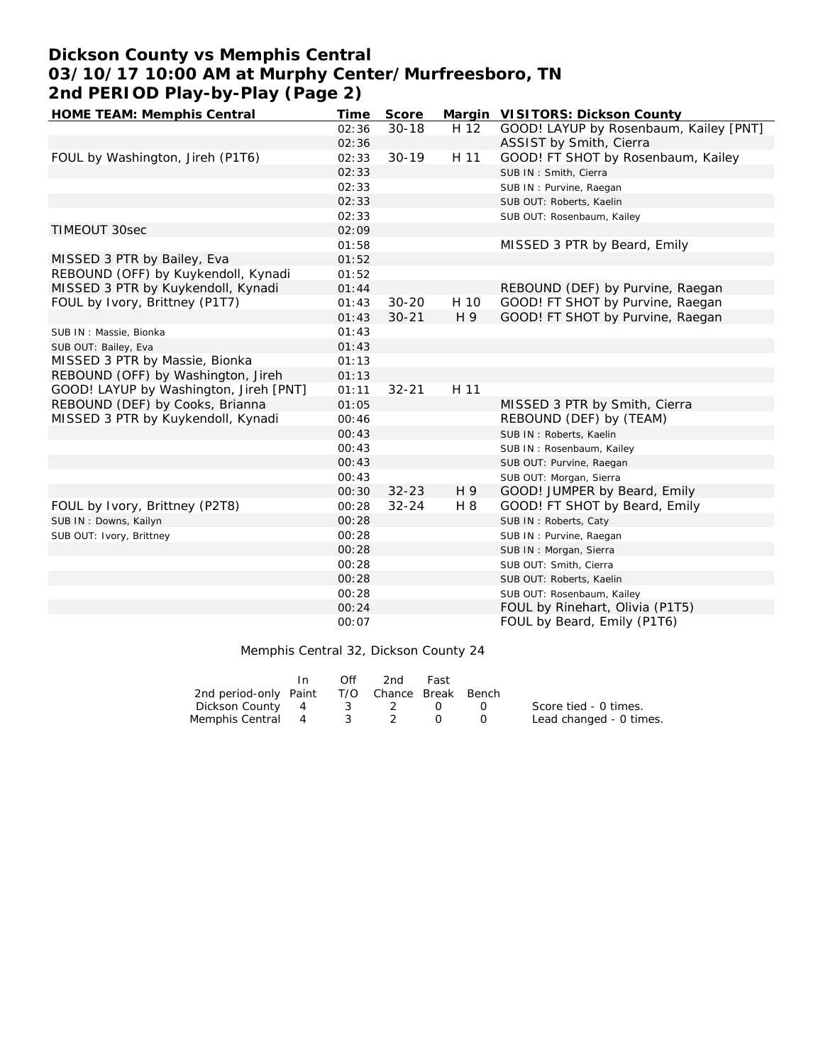# Dickson County vs Memphis Central
# 03/10/17 10:00 AM at Murphy Center/Murfreesboro, TN
# 2nd PERIOD Play-by-Play (Page 2)

| HOME TEAM: Memphis Central | Time | Score | Margin | VISITORS: Dickson County |
|---|---|---|---|---|
| | 02:36 | 30-18 | H 12 | GOOD! LAYUP by Rosenbaum, Kailey [PNT] |
| | 02:36 | | | ASSIST by Smith, Cierra |
| FOUL by Washington, Jireh (P1T6) | 02:33 | 30-19 | H 11 | GOOD! FT SHOT by Rosenbaum, Kailey |
| | 02:33 | | | SUB IN : Smith, Cierra |
| | 02:33 | | | SUB IN : Purvine, Raegan |
| | 02:33 | | | SUB OUT: Roberts, Kaelin |
| | 02:33 | | | SUB OUT: Rosenbaum, Kailey |
| TIMEOUT 30sec | 02:09 | | | |
| | 01:58 | | | MISSED 3 PTR by Beard, Emily |
| MISSED 3 PTR by Bailey, Eva | 01:52 | | | |
| REBOUND (OFF) by Kuykendoll, Kynadi | 01:52 | | | |
| MISSED 3 PTR by Kuykendoll, Kynadi | 01:44 | | | REBOUND (DEF) by Purvine, Raegan |
| FOUL by Ivory, Brittney (P1T7) | 01:43 | 30-20 | H 10 | GOOD! FT SHOT by Purvine, Raegan |
| | 01:43 | 30-21 | H 9 | GOOD! FT SHOT by Purvine, Raegan |
| SUB IN : Massie, Bionka | 01:43 | | | |
| SUB OUT: Bailey, Eva | 01:43 | | | |
| MISSED 3 PTR by Massie, Bionka | 01:13 | | | |
| REBOUND (OFF) by Washington, Jireh | 01:13 | | | |
| GOOD! LAYUP by Washington, Jireh [PNT] | 01:11 | 32-21 | H 11 | |
| REBOUND (DEF) by Cooks, Brianna | 01:05 | | | MISSED 3 PTR by Smith, Cierra |
| MISSED 3 PTR by Kuykendoll, Kynadi | 00:46 | | | REBOUND (DEF) by (TEAM) |
| | 00:43 | | | SUB IN : Roberts, Kaelin |
| | 00:43 | | | SUB IN : Rosenbaum, Kailey |
| | 00:43 | | | SUB OUT: Purvine, Raegan |
| | 00:43 | | | SUB OUT: Morgan, Sierra |
| | 00:30 | 32-23 | H 9 | GOOD! JUMPER by Beard, Emily |
| FOUL by Ivory, Brittney (P2T8) | 00:28 | 32-24 | H 8 | GOOD! FT SHOT by Beard, Emily |
| SUB IN : Downs, Kailyn | 00:28 | | | SUB IN : Roberts, Caty |
| SUB OUT: Ivory, Brittney | 00:28 | | | SUB IN : Purvine, Raegan |
| | 00:28 | | | SUB IN : Morgan, Sierra |
| | 00:28 | | | SUB OUT: Smith, Cierra |
| | 00:28 | | | SUB OUT: Roberts, Kaelin |
| | 00:28 | | | SUB OUT: Rosenbaum, Kailey |
| | 00:24 | | | FOUL by Rinehart, Olivia (P1T5) |
| | 00:07 | | | FOUL by Beard, Emily (P1T6) |

Memphis Central 32, Dickson County 24

| 2nd period-only | In Paint | Off T/O | 2nd Chance | Fast Break | Bench |
|---|---|---|---|---|---|
| Dickson County | 4 | 3 | 2 | 0 | 0 |
| Memphis Central | 4 | 3 | 2 | 0 | 0 |

Score tied - 0 times.
Lead changed - 0 times.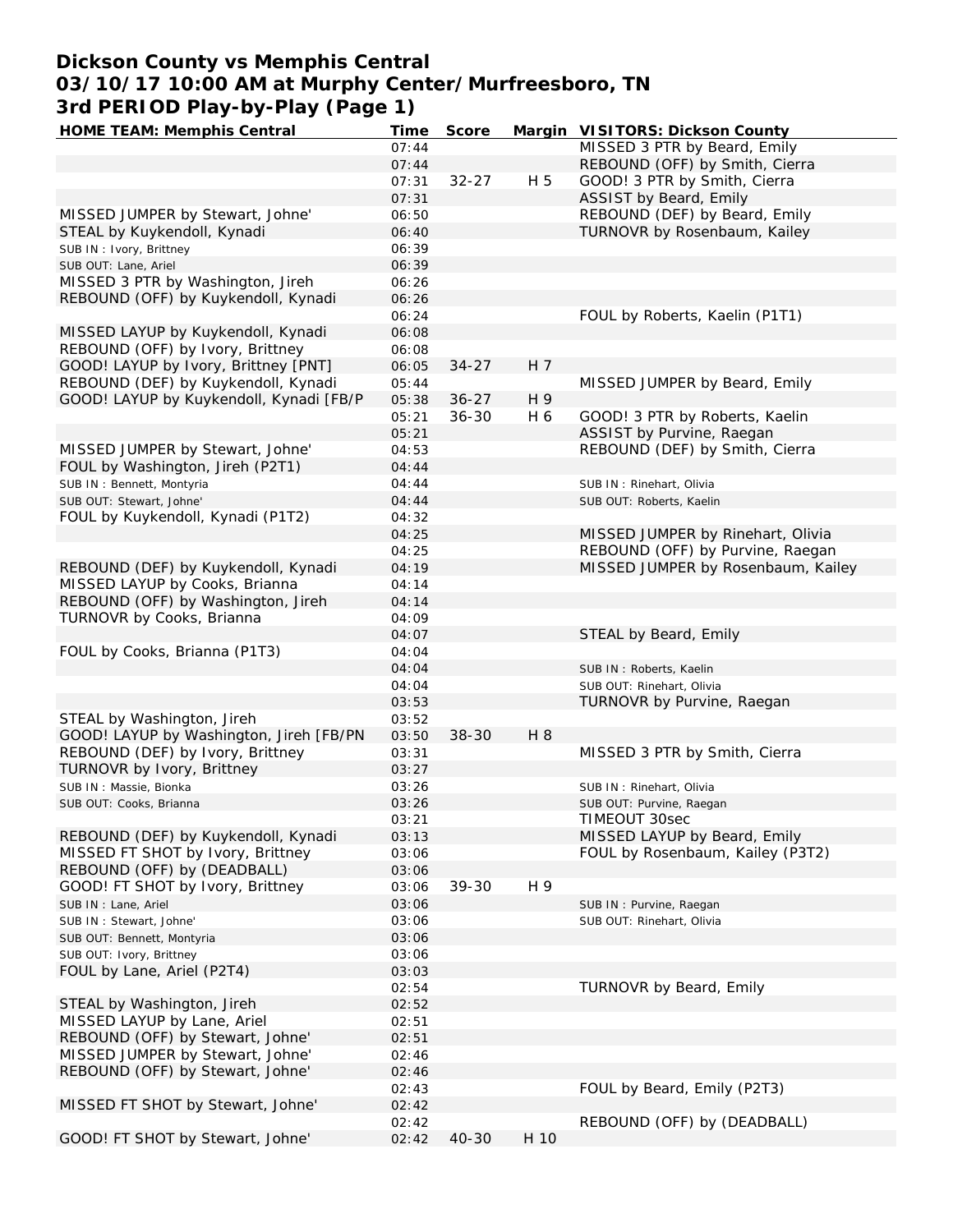# Dickson County vs Memphis Central
## 03/10/17 10:00 AM at Murphy Center/Murfreesboro, TN
## 3rd PERIOD Play-by-Play (Page 1)

| HOME TEAM: Memphis Central | Time | Score | Margin | VISITORS: Dickson County |
|---|---|---|---|---|
| | 07:44 | | | MISSED 3 PTR by Beard, Emily |
| | 07:44 | | | REBOUND (OFF) by Smith, Cierra |
| | 07:31 | 32-27 | H 5 | GOOD! 3 PTR by Smith, Cierra |
| | 07:31 | | | ASSIST by Beard, Emily |
| MISSED JUMPER by Stewart, Johne' | 06:50 | | | REBOUND (DEF) by Beard, Emily |
| STEAL by Kuykendoll, Kynadi | 06:40 | | | TURNOVR by Rosenbaum, Kailey |
| SUB IN : Ivory, Brittney | 06:39 | | | |
| SUB OUT: Lane, Ariel | 06:39 | | | |
| MISSED 3 PTR by Washington, Jireh | 06:26 | | | |
| REBOUND (OFF) by Kuykendoll, Kynadi | 06:26 | | | |
| | 06:24 | | | FOUL by Roberts, Kaelin (P1T1) |
| MISSED LAYUP by Kuykendoll, Kynadi | 06:08 | | | |
| REBOUND (OFF) by Ivory, Brittney | 06:08 | | | |
| GOOD! LAYUP by Ivory, Brittney [PNT] | 06:05 | 34-27 | H 7 | |
| REBOUND (DEF) by Kuykendoll, Kynadi | 05:44 | | | MISSED JUMPER by Beard, Emily |
| GOOD! LAYUP by Kuykendoll, Kynadi [FB/P | 05:38 | 36-27 | H 9 | |
| | 05:21 | 36-30 | H 6 | GOOD! 3 PTR by Roberts, Kaelin |
| | 05:21 | | | ASSIST by Purvine, Raegan |
| MISSED JUMPER by Stewart, Johne' | 04:53 | | | REBOUND (DEF) by Smith, Cierra |
| FOUL by Washington, Jireh (P2T1) | 04:44 | | | |
| SUB IN : Bennett, Montyria | 04:44 | | | SUB IN : Rinehart, Olivia |
| SUB OUT: Stewart, Johne' | 04:44 | | | SUB OUT: Roberts, Kaelin |
| FOUL by Kuykendoll, Kynadi (P1T2) | 04:32 | | | |
| | 04:25 | | | MISSED JUMPER by Rinehart, Olivia |
| | 04:25 | | | REBOUND (OFF) by Purvine, Raegan |
| REBOUND (DEF) by Kuykendoll, Kynadi | 04:19 | | | MISSED JUMPER by Rosenbaum, Kailey |
| MISSED LAYUP by Cooks, Brianna | 04:14 | | | |
| REBOUND (OFF) by Washington, Jireh | 04:14 | | | |
| TURNOVR by Cooks, Brianna | 04:09 | | | |
| | 04:07 | | | STEAL by Beard, Emily |
| FOUL by Cooks, Brianna (P1T3) | 04:04 | | | |
| | 04:04 | | | SUB IN : Roberts, Kaelin |
| | 04:04 | | | SUB OUT: Rinehart, Olivia |
| | 03:53 | | | TURNOVR by Purvine, Raegan |
| STEAL by Washington, Jireh | 03:52 | | | |
| GOOD! LAYUP by Washington, Jireh [FB/PN | 03:50 | 38-30 | H 8 | |
| REBOUND (DEF) by Ivory, Brittney | 03:31 | | | MISSED 3 PTR by Smith, Cierra |
| TURNOVR by Ivory, Brittney | 03:27 | | | |
| SUB IN : Massie, Bionka | 03:26 | | | SUB IN : Rinehart, Olivia |
| SUB OUT: Cooks, Brianna | 03:26 | | | SUB OUT: Purvine, Raegan |
| | 03:21 | | | TIMEOUT 30sec |
| REBOUND (DEF) by Kuykendoll, Kynadi | 03:13 | | | MISSED LAYUP by Beard, Emily |
| MISSED FT SHOT by Ivory, Brittney | 03:06 | | | FOUL by Rosenbaum, Kailey (P3T2) |
| REBOUND (OFF) by (DEADBALL) | 03:06 | | | |
| GOOD! FT SHOT by Ivory, Brittney | 03:06 | 39-30 | H 9 | |
| SUB IN : Lane, Ariel | 03:06 | | | SUB IN : Purvine, Raegan |
| SUB IN : Stewart, Johne' | 03:06 | | | SUB OUT: Rinehart, Olivia |
| SUB OUT: Bennett, Montyria | 03:06 | | | |
| SUB OUT: Ivory, Brittney | 03:06 | | | |
| FOUL by Lane, Ariel (P2T4) | 03:03 | | | |
| | 02:54 | | | TURNOVR by Beard, Emily |
| STEAL by Washington, Jireh | 02:52 | | | |
| MISSED LAYUP by Lane, Ariel | 02:51 | | | |
| REBOUND (OFF) by Stewart, Johne' | 02:51 | | | |
| MISSED JUMPER by Stewart, Johne' | 02:46 | | | |
| REBOUND (OFF) by Stewart, Johne' | 02:46 | | | |
| | 02:43 | | | FOUL by Beard, Emily (P2T3) |
| MISSED FT SHOT by Stewart, Johne' | 02:42 | | | |
| | 02:42 | | | REBOUND (OFF) by (DEADBALL) |
| GOOD! FT SHOT by Stewart, Johne' | 02:42 | 40-30 | H 10 | |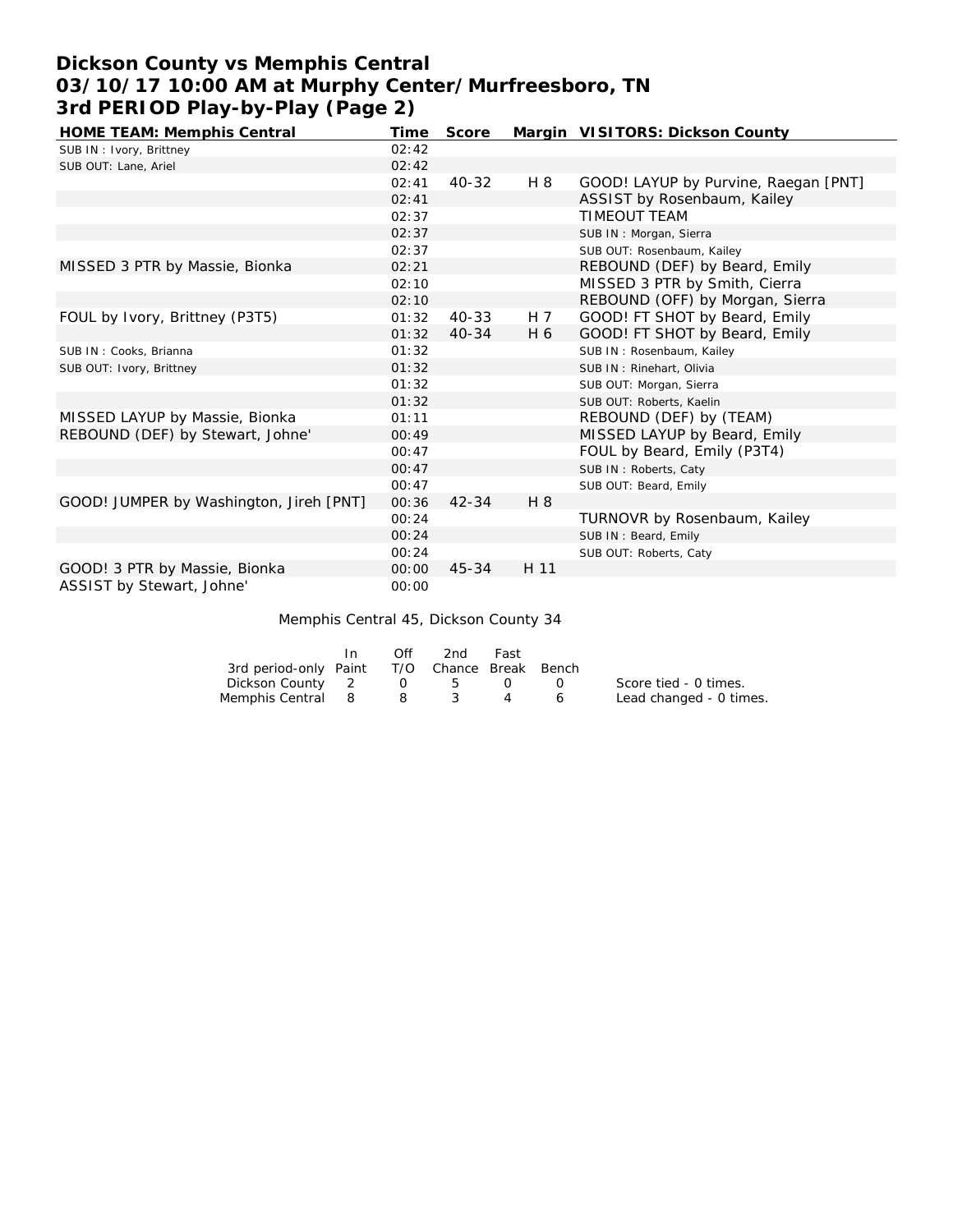# Dickson County vs Memphis Central
## 03/10/17 10:00 AM at Murphy Center/Murfreesboro, TN
## 3rd PERIOD Play-by-Play (Page 2)

| HOME TEAM: Memphis Central | Time | Score | Margin | VISITORS: Dickson County |
|---|---|---|---|---|
| SUB IN : Ivory, Brittney | 02:42 | | | |
| SUB OUT: Lane, Ariel | 02:42 | | | |
| | 02:41 | 40-32 | H 8 | GOOD! LAYUP by Purvine, Raegan [PNT] |
| | 02:41 | | | ASSIST by Rosenbaum, Kailey |
| | 02:37 | | | TIMEOUT TEAM |
| | 02:37 | | | SUB IN : Morgan, Sierra |
| | 02:37 | | | SUB OUT: Rosenbaum, Kailey |
| MISSED 3 PTR by Massie, Bionka | 02:21 | | | REBOUND (DEF) by Beard, Emily |
| | 02:10 | | | MISSED 3 PTR by Smith, Cierra |
| | 02:10 | | | REBOUND (OFF) by Morgan, Sierra |
| FOUL by Ivory, Brittney (P3T5) | 01:32 | 40-33 | H 7 | GOOD! FT SHOT by Beard, Emily |
| | 01:32 | 40-34 | H 6 | GOOD! FT SHOT by Beard, Emily |
| SUB IN : Cooks, Brianna | 01:32 | | | SUB IN : Rosenbaum, Kailey |
| SUB OUT: Ivory, Brittney | 01:32 | | | SUB IN : Rinehart, Olivia |
| | 01:32 | | | SUB OUT: Morgan, Sierra |
| | 01:32 | | | SUB OUT: Roberts, Kaelin |
| MISSED LAYUP by Massie, Bionka | 01:11 | | | REBOUND (DEF) by (TEAM) |
| REBOUND (DEF) by Stewart, Johne' | 00:49 | | | MISSED LAYUP by Beard, Emily |
| | 00:47 | | | FOUL by Beard, Emily (P3T4) |
| | 00:47 | | | SUB IN : Roberts, Caty |
| | 00:47 | | | SUB OUT: Beard, Emily |
| GOOD! JUMPER by Washington, Jireh [PNT] | 00:36 | 42-34 | H 8 | |
| | 00:24 | | | TURNOVR by Rosenbaum, Kailey |
| | 00:24 | | | SUB IN : Beard, Emily |
| | 00:24 | | | SUB OUT: Roberts, Caty |
| GOOD! 3 PTR by Massie, Bionka | 00:00 | 45-34 | H 11 | |
| ASSIST by Stewart, Johne' | 00:00 | | | |

Memphis Central 45, Dickson County 34

| 3rd period-only | In Paint | Off T/O | 2nd Chance | Fast Break | Bench |
|---|---|---|---|---|---|
| Dickson County | 2 | 0 | 5 | 0 | 0 |
| Memphis Central | 8 | 8 | 3 | 4 | 6 |

Score tied - 0 times.
Lead changed - 0 times.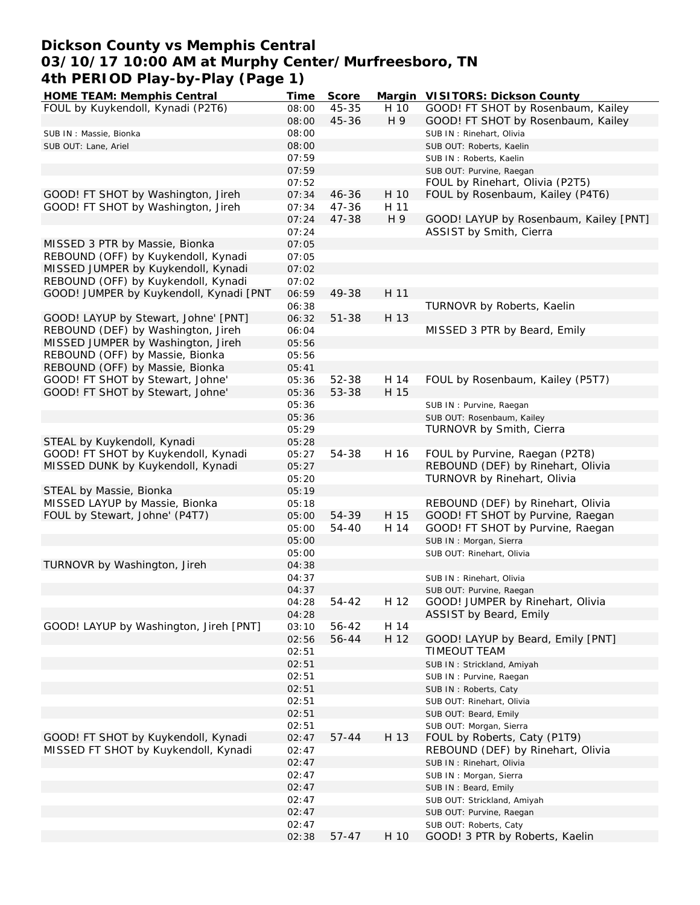# Dickson County vs Memphis Central
# 03/10/17 10:00 AM at Murphy Center/Murfreesboro, TN
# 4th PERIOD Play-by-Play (Page 1)

| HOME TEAM: Memphis Central | Time | Score | Margin | VISITORS: Dickson County |
|---|---|---|---|---|
| FOUL by Kuykendoll, Kynadi (P2T6) | 08:00 | 45-35 | H 10 | GOOD! FT SHOT by Rosenbaum, Kailey |
| | 08:00 | 45-36 | H 9 | GOOD! FT SHOT by Rosenbaum, Kailey |
| SUB IN : Massie, Bionka | 08:00 | | | SUB IN : Rinehart, Olivia |
| SUB OUT: Lane, Ariel | 08:00 | | | SUB OUT: Roberts, Kaelin |
| | 07:59 | | | SUB IN : Roberts, Kaelin |
| | 07:59 | | | SUB OUT: Purvine, Raegan |
| | 07:52 | | | FOUL by Rinehart, Olivia (P2T5) |
| GOOD! FT SHOT by Washington, Jireh | 07:34 | 46-36 | H 10 | FOUL by Rosenbaum, Kailey (P4T6) |
| GOOD! FT SHOT by Washington, Jireh | 07:34 | 47-36 | H 11 | |
| | 07:24 | 47-38 | H 9 | GOOD! LAYUP by Rosenbaum, Kailey [PNT] |
| | 07:24 | | | ASSIST by Smith, Cierra |
| MISSED 3 PTR by Massie, Bionka | 07:05 | | | |
| REBOUND (OFF) by Kuykendoll, Kynadi | 07:05 | | | |
| MISSED JUMPER by Kuykendoll, Kynadi | 07:02 | | | |
| REBOUND (OFF) by Kuykendoll, Kynadi | 07:02 | | | |
| GOOD! JUMPER by Kuykendoll, Kynadi [PNT | 06:59 | 49-38 | H 11 | |
| | 06:38 | | | TURNOVR by Roberts, Kaelin |
| GOOD! LAYUP by Stewart, Johne' [PNT] | 06:32 | 51-38 | H 13 | |
| REBOUND (DEF) by Washington, Jireh | 06:04 | | | MISSED 3 PTR by Beard, Emily |
| MISSED JUMPER by Washington, Jireh | 05:56 | | | |
| REBOUND (OFF) by Massie, Bionka | 05:56 | | | |
| REBOUND (OFF) by Massie, Bionka | 05:41 | | | |
| GOOD! FT SHOT by Stewart, Johne' | 05:36 | 52-38 | H 14 | FOUL by Rosenbaum, Kailey (P5T7) |
| GOOD! FT SHOT by Stewart, Johne' | 05:36 | 53-38 | H 15 | |
| | 05:36 | | | SUB IN : Purvine, Raegan |
| | 05:36 | | | SUB OUT: Rosenbaum, Kailey |
| | 05:29 | | | TURNOVR by Smith, Cierra |
| STEAL by Kuykendoll, Kynadi | 05:28 | | | |
| GOOD! FT SHOT by Kuykendoll, Kynadi | 05:27 | 54-38 | H 16 | FOUL by Purvine, Raegan (P2T8) |
| MISSED DUNK by Kuykendoll, Kynadi | 05:27 | | | REBOUND (DEF) by Rinehart, Olivia |
| | 05:20 | | | TURNOVR by Rinehart, Olivia |
| STEAL by Massie, Bionka | 05:19 | | | |
| MISSED LAYUP by Massie, Bionka | 05:18 | | | REBOUND (DEF) by Rinehart, Olivia |
| FOUL by Stewart, Johne' (P4T7) | 05:00 | 54-39 | H 15 | GOOD! FT SHOT by Purvine, Raegan |
| | 05:00 | 54-40 | H 14 | GOOD! FT SHOT by Purvine, Raegan |
| | 05:00 | | | SUB IN : Morgan, Sierra |
| | 05:00 | | | SUB OUT: Rinehart, Olivia |
| TURNOVR by Washington, Jireh | 04:38 | | | |
| | 04:37 | | | SUB IN : Rinehart, Olivia |
| | 04:37 | | | SUB OUT: Purvine, Raegan |
| | 04:28 | 54-42 | H 12 | GOOD! JUMPER by Rinehart, Olivia |
| | 04:28 | | | ASSIST by Beard, Emily |
| GOOD! LAYUP by Washington, Jireh [PNT] | 03:10 | 56-42 | H 14 | |
| | 02:56 | 56-44 | H 12 | GOOD! LAYUP by Beard, Emily [PNT] |
| | 02:51 | | | TIMEOUT TEAM |
| | 02:51 | | | SUB IN : Strickland, Amiyah |
| | 02:51 | | | SUB IN : Purvine, Raegan |
| | 02:51 | | | SUB IN : Roberts, Caty |
| | 02:51 | | | SUB OUT: Rinehart, Olivia |
| | 02:51 | | | SUB OUT: Beard, Emily |
| | 02:51 | | | SUB OUT: Morgan, Sierra |
| GOOD! FT SHOT by Kuykendoll, Kynadi | 02:47 | 57-44 | H 13 | FOUL by Roberts, Caty (P1T9) |
| MISSED FT SHOT by Kuykendoll, Kynadi | 02:47 | | | REBOUND (DEF) by Rinehart, Olivia |
| | 02:47 | | | SUB IN : Rinehart, Olivia |
| | 02:47 | | | SUB IN : Morgan, Sierra |
| | 02:47 | | | SUB IN : Beard, Emily |
| | 02:47 | | | SUB OUT: Strickland, Amiyah |
| | 02:47 | | | SUB OUT: Purvine, Raegan |
| | 02:47 | | | SUB OUT: Roberts, Caty |
| | 02:38 | 57-47 | H 10 | GOOD! 3 PTR by Roberts, Kaelin |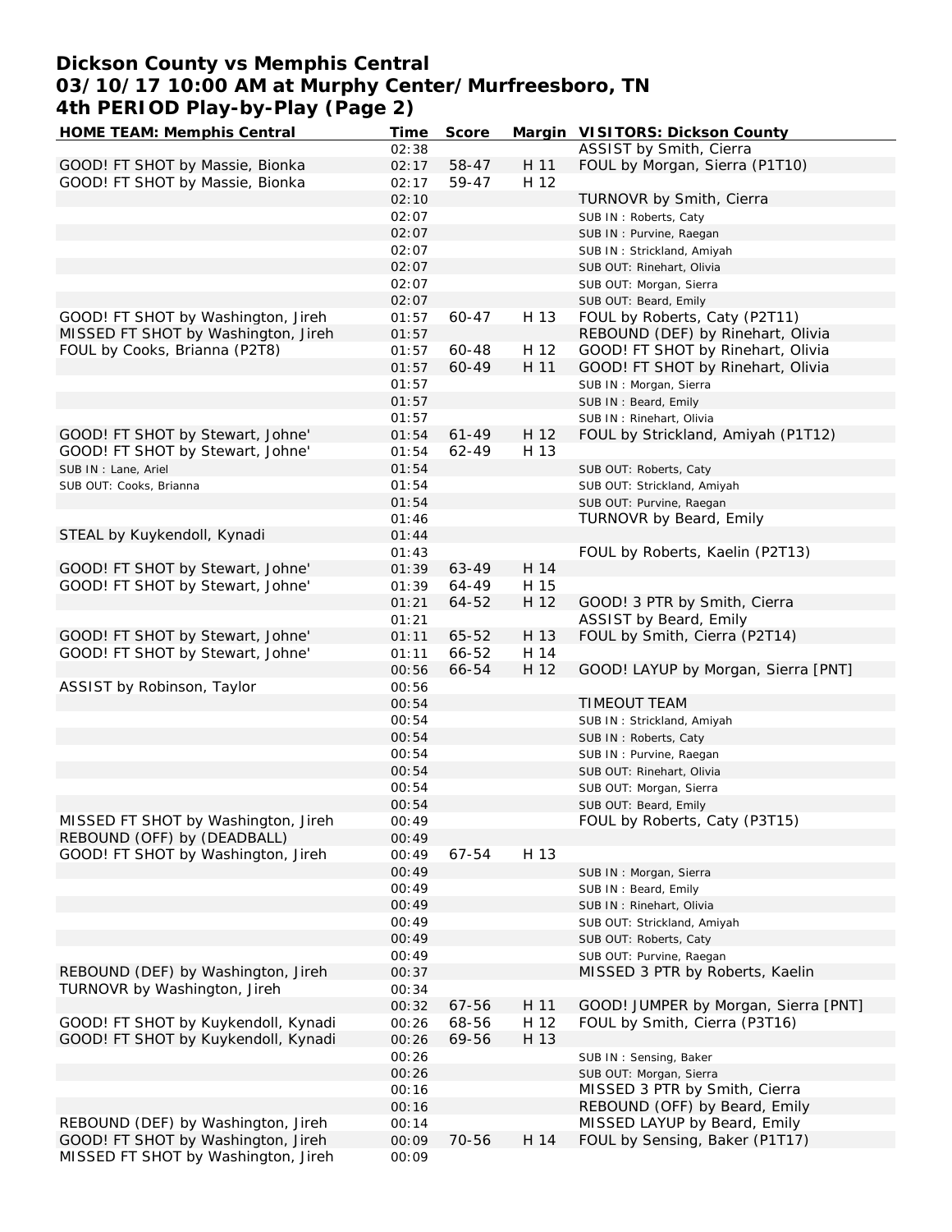# Dickson County vs Memphis Central
## 03/10/17 10:00 AM at Murphy Center/Murfreesboro, TN
## 4th PERIOD Play-by-Play (Page 2)

| HOME TEAM: Memphis Central | Time | Score | Margin | VISITORS: Dickson County |
|---|---|---|---|---|
| | 02:38 | | | ASSIST by Smith, Cierra |
| GOOD! FT SHOT by Massie, Bionka | 02:17 | 58-47 | H 11 | FOUL by Morgan, Sierra (P1T10) |
| GOOD! FT SHOT by Massie, Bionka | 02:17 | 59-47 | H 12 | |
| | 02:10 | | | TURNOVR by Smith, Cierra |
| | 02:07 | | | SUB IN : Roberts, Caty |
| | 02:07 | | | SUB IN : Purvine, Raegan |
| | 02:07 | | | SUB IN : Strickland, Amiyah |
| | 02:07 | | | SUB OUT: Rinehart, Olivia |
| | 02:07 | | | SUB OUT: Morgan, Sierra |
| | 02:07 | | | SUB OUT: Beard, Emily |
| GOOD! FT SHOT by Washington, Jireh | 01:57 | 60-47 | H 13 | FOUL by Roberts, Caty (P2T11) |
| MISSED FT SHOT by Washington, Jireh | 01:57 | | | REBOUND (DEF) by Rinehart, Olivia |
| FOUL by Cooks, Brianna (P2T8) | 01:57 | 60-48 | H 12 | GOOD! FT SHOT by Rinehart, Olivia |
| | 01:57 | 60-49 | H 11 | GOOD! FT SHOT by Rinehart, Olivia |
| | 01:57 | | | SUB IN : Morgan, Sierra |
| | 01:57 | | | SUB IN : Beard, Emily |
| | 01:57 | | | SUB IN : Rinehart, Olivia |
| GOOD! FT SHOT by Stewart, Johne' | 01:54 | 61-49 | H 12 | FOUL by Strickland, Amiyah (P1T12) |
| GOOD! FT SHOT by Stewart, Johne' | 01:54 | 62-49 | H 13 | |
| SUB IN : Lane, Ariel | 01:54 | | | SUB OUT: Roberts, Caty |
| SUB OUT: Cooks, Brianna | 01:54 | | | SUB OUT: Strickland, Amiyah |
| | 01:54 | | | SUB OUT: Purvine, Raegan |
| | 01:46 | | | TURNOVR by Beard, Emily |
| STEAL by Kuykendoll, Kynadi | 01:44 | | | |
| | 01:43 | | | FOUL by Roberts, Kaelin (P2T13) |
| GOOD! FT SHOT by Stewart, Johne' | 01:39 | 63-49 | H 14 | |
| GOOD! FT SHOT by Stewart, Johne' | 01:39 | 64-49 | H 15 | |
| | 01:21 | 64-52 | H 12 | GOOD! 3 PTR by Smith, Cierra |
| | 01:21 | | | ASSIST by Beard, Emily |
| GOOD! FT SHOT by Stewart, Johne' | 01:11 | 65-52 | H 13 | FOUL by Smith, Cierra (P2T14) |
| GOOD! FT SHOT by Stewart, Johne' | 01:11 | 66-52 | H 14 | |
| | 00:56 | 66-54 | H 12 | GOOD! LAYUP by Morgan, Sierra [PNT] |
| ASSIST by Robinson, Taylor | 00:56 | | | |
| | 00:54 | | | TIMEOUT TEAM |
| | 00:54 | | | SUB IN : Strickland, Amiyah |
| | 00:54 | | | SUB IN : Roberts, Caty |
| | 00:54 | | | SUB IN : Purvine, Raegan |
| | 00:54 | | | SUB OUT: Rinehart, Olivia |
| | 00:54 | | | SUB OUT: Morgan, Sierra |
| | 00:54 | | | SUB OUT: Beard, Emily |
| MISSED FT SHOT by Washington, Jireh | 00:49 | | | FOUL by Roberts, Caty (P3T15) |
| REBOUND (OFF) by (DEADBALL) | 00:49 | | | |
| GOOD! FT SHOT by Washington, Jireh | 00:49 | 67-54 | H 13 | |
| | 00:49 | | | SUB IN : Morgan, Sierra |
| | 00:49 | | | SUB IN : Beard, Emily |
| | 00:49 | | | SUB IN : Rinehart, Olivia |
| | 00:49 | | | SUB OUT: Strickland, Amiyah |
| | 00:49 | | | SUB OUT: Roberts, Caty |
| | 00:49 | | | SUB OUT: Purvine, Raegan |
| REBOUND (DEF) by Washington, Jireh | 00:37 | | | MISSED 3 PTR by Roberts, Kaelin |
| TURNOVR by Washington, Jireh | 00:34 | | | |
| | 00:32 | 67-56 | H 11 | GOOD! JUMPER by Morgan, Sierra [PNT] |
| GOOD! FT SHOT by Kuykendoll, Kynadi | 00:26 | 68-56 | H 12 | FOUL by Smith, Cierra (P3T16) |
| GOOD! FT SHOT by Kuykendoll, Kynadi | 00:26 | 69-56 | H 13 | |
| | 00:26 | | | SUB IN : Sensing, Baker |
| | 00:26 | | | SUB OUT: Morgan, Sierra |
| | 00:16 | | | MISSED 3 PTR by Smith, Cierra |
| | 00:16 | | | REBOUND (OFF) by Beard, Emily |
| REBOUND (DEF) by Washington, Jireh | 00:14 | | | MISSED LAYUP by Beard, Emily |
| GOOD! FT SHOT by Washington, Jireh | 00:09 | 70-56 | H 14 | FOUL by Sensing, Baker (P1T17) |
| MISSED FT SHOT by Washington, Jireh | 00:09 | | | |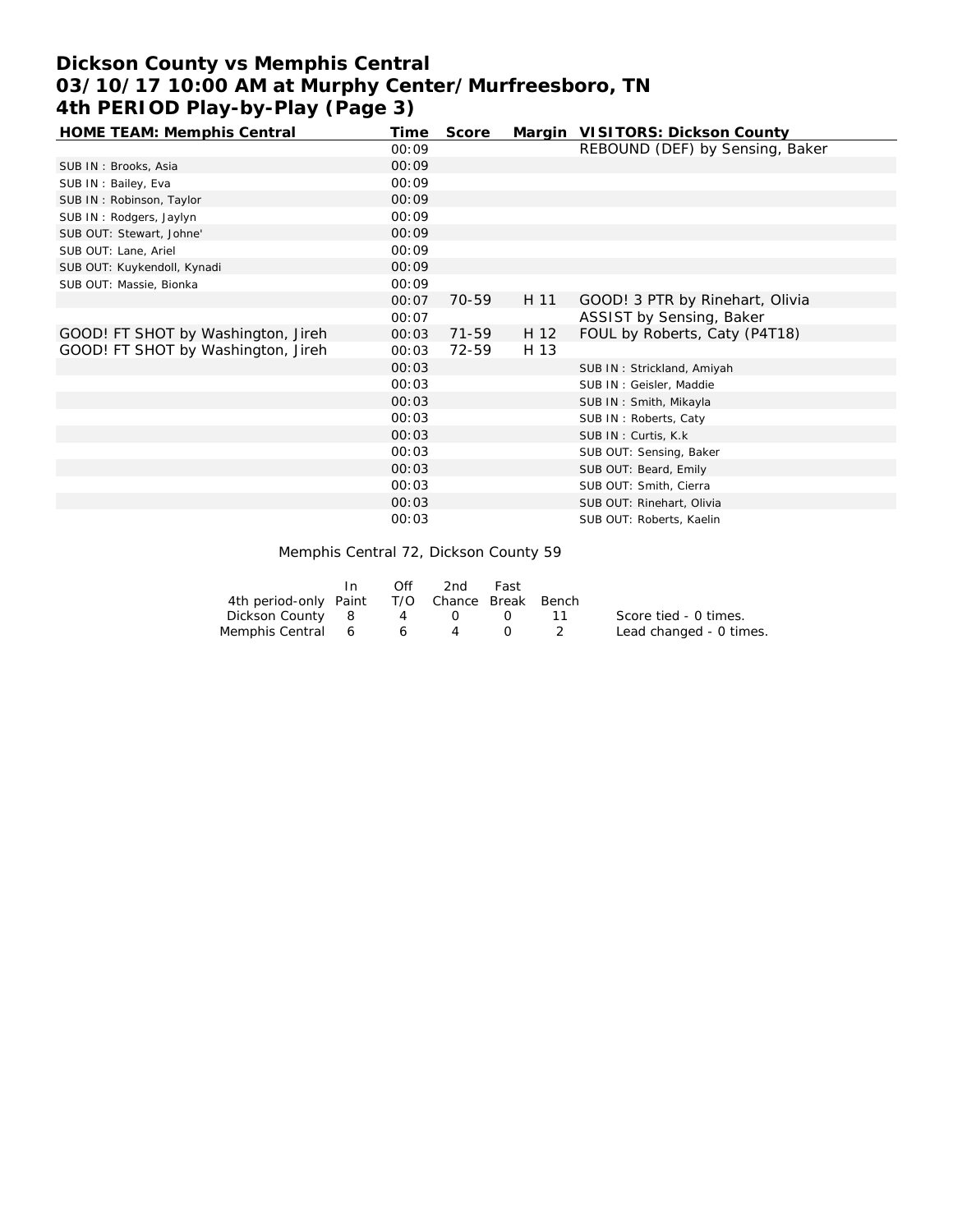# Dickson County vs Memphis Central
# 03/10/17 10:00 AM at Murphy Center/Murfreesboro, TN
# 4th PERIOD Play-by-Play (Page 3)

| HOME TEAM: Memphis Central | Time | Score | Margin | VISITORS: Dickson County |
|---|---|---|---|---|
| | 00:09 | | | REBOUND (DEF) by Sensing, Baker |
| SUB IN : Brooks, Asia | 00:09 | | | |
| SUB IN : Bailey, Eva | 00:09 | | | |
| SUB IN : Robinson, Taylor | 00:09 | | | |
| SUB IN : Rodgers, Jaylyn | 00:09 | | | |
| SUB OUT: Stewart, Johne' | 00:09 | | | |
| SUB OUT: Lane, Ariel | 00:09 | | | |
| SUB OUT: Kuykendoll, Kynadi | 00:09 | | | |
| SUB OUT: Massie, Bionka | 00:09 | | | |
| | 00:07 | 70-59 | H 11 | GOOD! 3 PTR by Rinehart, Olivia |
| | 00:07 | | | ASSIST by Sensing, Baker |
| GOOD! FT SHOT by Washington, Jireh | 00:03 | 71-59 | H 12 | FOUL by Roberts, Caty (P4T18) |
| GOOD! FT SHOT by Washington, Jireh | 00:03 | 72-59 | H 13 | |
| | 00:03 | | | SUB IN : Strickland, Amiyah |
| | 00:03 | | | SUB IN : Geisler, Maddie |
| | 00:03 | | | SUB IN : Smith, Mikayla |
| | 00:03 | | | SUB IN : Roberts, Caty |
| | 00:03 | | | SUB IN : Curtis, K.k |
| | 00:03 | | | SUB OUT: Sensing, Baker |
| | 00:03 | | | SUB OUT: Beard, Emily |
| | 00:03 | | | SUB OUT: Smith, Cierra |
| | 00:03 | | | SUB OUT: Rinehart, Olivia |
| | 00:03 | | | SUB OUT: Roberts, Kaelin |

Memphis Central 72, Dickson County 59

| 4th period-only | In Paint | Off T/O | 2nd Chance | Fast Break | Bench |
|---|---|---|---|---|---|
| Dickson County | 8 | 4 | 0 | 0 | 11 |
| Memphis Central | 6 | 6 | 4 | 0 | 2 |

Score tied - 0 times.
Lead changed - 0 times.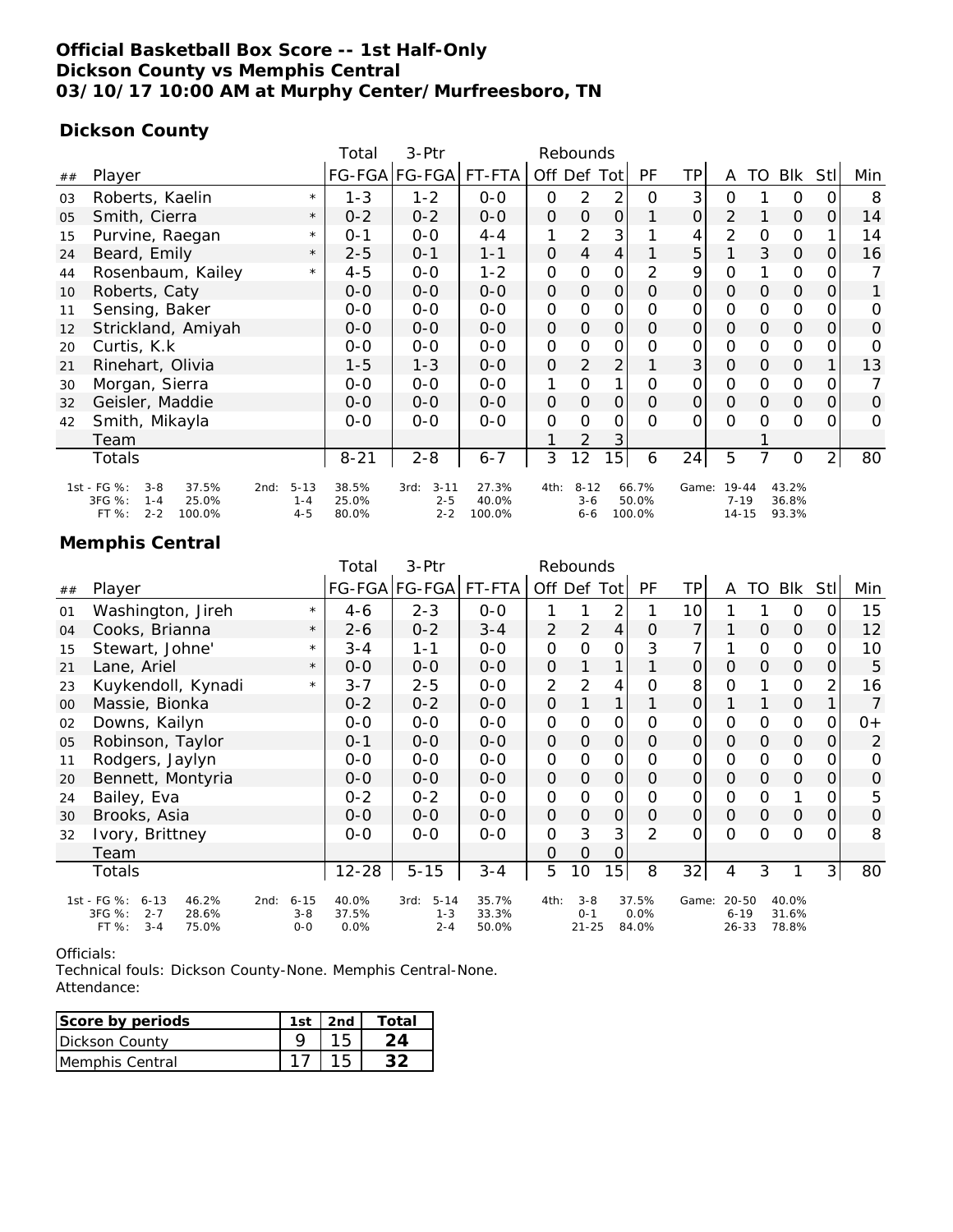**Official Basketball Box Score -- 1st Half-Only**
**Dickson County vs Memphis Central**
**03/10/17 10:00 AM at Murphy Center/Murfreesboro, TN**

## Dickson County

| ## | Player | | Total FG-FGA | 3-Ptr FG-FGA | FT-FTA | Rebounds Off | Def | Tot | PF | TP | A | TO | Blk | Stl | Min |
|---|---|---|---|---|---|---|---|---|---|---|---|---|---|---|---|
| 03 | Roberts, Kaelin | * | 1-3 | 1-2 | 0-0 | 0 | 2 | 2 | 0 | 3 | 0 | 1 | 0 | 0 | 8 |
| 05 | Smith, Cierra | * | 0-2 | 0-2 | 0-0 | 0 | 0 | 0 | 1 | 0 | 2 | 1 | 0 | 0 | 14 |
| 15 | Purvine, Raegan | * | 0-1 | 0-0 | 4-4 | 1 | 2 | 3 | 1 | 4 | 2 | 0 | 0 | 1 | 14 |
| 24 | Beard, Emily | * | 2-5 | 0-1 | 1-1 | 0 | 4 | 4 | 1 | 5 | 1 | 3 | 0 | 0 | 16 |
| 44 | Rosenbaum, Kailey | * | 4-5 | 0-0 | 1-2 | 0 | 0 | 0 | 2 | 9 | 0 | 1 | 0 | 0 | 7 |
| 10 | Roberts, Caty | | 0-0 | 0-0 | 0-0 | 0 | 0 | 0 | 0 | 0 | 0 | 0 | 0 | 0 | 1 |
| 11 | Sensing, Baker | | 0-0 | 0-0 | 0-0 | 0 | 0 | 0 | 0 | 0 | 0 | 0 | 0 | 0 | 0 |
| 12 | Strickland, Amiyah | | 0-0 | 0-0 | 0-0 | 0 | 0 | 0 | 0 | 0 | 0 | 0 | 0 | 0 | 0 |
| 20 | Curtis, K.k | | 0-0 | 0-0 | 0-0 | 0 | 0 | 0 | 0 | 0 | 0 | 0 | 0 | 0 | 0 |
| 21 | Rinehart, Olivia | | 1-5 | 1-3 | 0-0 | 0 | 2 | 2 | 1 | 3 | 0 | 0 | 0 | 1 | 13 |
| 30 | Morgan, Sierra | | 0-0 | 0-0 | 0-0 | 1 | 0 | 1 | 0 | 0 | 0 | 0 | 0 | 0 | 7 |
| 32 | Geisler, Maddie | | 0-0 | 0-0 | 0-0 | 0 | 0 | 0 | 0 | 0 | 0 | 0 | 0 | 0 | 0 |
| 42 | Smith, Mikayla | | 0-0 | 0-0 | 0-0 | 0 | 0 | 0 | 0 | 0 | 0 | 0 | 0 | 0 | 0 |
| | Team | | | | | 1 | 2 | 3 | | | | 1 | | | |
| | Totals | | 8-21 | 2-8 | 6-7 | 3 | 12 | 15 | 6 | 24 | 5 | 7 | 0 | 2 | 80 |

| | | | | | | | | | | | | | | | |
|---|---|---|---|---|---|---|---|---|---|---|---|---|---|---|---|
| 1st - FG %: | 3-8 | 37.5% | 2nd: | 5-13 | 38.5% | 3rd: | 3-11 | 27.3% | 4th: | 8-12 | 66.7% | Game: | 19-44 | 43.2% |
| 3FG %: | 1-4 | 25.0% | | 1-4 | 25.0% | | 2-5 | 40.0% | | 3-6 | 50.0% | | 7-19 | 36.8% |
| FT %: | 2-2 | 100.0% | | 4-5 | 80.0% | | 2-2 | 100.0% | | 6-6 | 100.0% | | 14-15 | 93.3% |

## Memphis Central

| ## | Player | | Total FG-FGA | 3-Ptr FG-FGA | FT-FTA | Rebounds Off | Def | Tot | PF | TP | A | TO | Blk | Stl | Min |
|---|---|---|---|---|---|---|---|---|---|---|---|---|---|---|---|
| 01 | Washington, Jireh | * | 4-6 | 2-3 | 0-0 | 1 | 1 | 2 | 1 | 10 | 1 | 1 | 0 | 0 | 15 |
| 04 | Cooks, Brianna | * | 2-6 | 0-2 | 3-4 | 2 | 2 | 4 | 0 | 7 | 1 | 0 | 0 | 0 | 12 |
| 15 | Stewart, Johne' | * | 3-4 | 1-1 | 0-0 | 0 | 0 | 0 | 3 | 7 | 1 | 0 | 0 | 0 | 10 |
| 21 | Lane, Ariel | * | 0-0 | 0-0 | 0-0 | 0 | 1 | 1 | 1 | 0 | 0 | 0 | 0 | 0 | 5 |
| 23 | Kuykendoll, Kynadi | * | 3-7 | 2-5 | 0-0 | 2 | 2 | 4 | 0 | 8 | 0 | 1 | 0 | 2 | 16 |
| 00 | Massie, Bionka | | 0-2 | 0-2 | 0-0 | 0 | 1 | 1 | 1 | 0 | 1 | 1 | 0 | 1 | 7 |
| 02 | Downs, Kailyn | | 0-0 | 0-0 | 0-0 | 0 | 0 | 0 | 0 | 0 | 0 | 0 | 0 | 0 | 0+ |
| 05 | Robinson, Taylor | | 0-1 | 0-0 | 0-0 | 0 | 0 | 0 | 0 | 0 | 0 | 0 | 0 | 0 | 2 |
| 11 | Rodgers, Jaylyn | | 0-0 | 0-0 | 0-0 | 0 | 0 | 0 | 0 | 0 | 0 | 0 | 0 | 0 | 0 |
| 20 | Bennett, Montyria | | 0-0 | 0-0 | 0-0 | 0 | 0 | 0 | 0 | 0 | 0 | 0 | 0 | 0 | 0 |
| 24 | Bailey, Eva | | 0-2 | 0-2 | 0-0 | 0 | 0 | 0 | 0 | 0 | 0 | 0 | 1 | 0 | 5 |
| 30 | Brooks, Asia | | 0-0 | 0-0 | 0-0 | 0 | 0 | 0 | 0 | 0 | 0 | 0 | 0 | 0 | 0 |
| 32 | Ivory, Brittney | | 0-0 | 0-0 | 0-0 | 0 | 3 | 3 | 2 | 0 | 0 | 0 | 0 | 0 | 8 |
| | Team | | | | | 0 | 0 | 0 | | | | | | | |
| | Totals | | 12-28 | 5-15 | 3-4 | 5 | 10 | 15 | 8 | 32 | 4 | 3 | 1 | 3 | 80 |

| | | | | | | | | | | | | | | | |
|---|---|---|---|---|---|---|---|---|---|---|---|---|---|---|---|
| 1st - FG %: | 6-13 | 46.2% | 2nd: | 6-15 | 40.0% | 3rd: | 5-14 | 35.7% | 4th: | 3-8 | 37.5% | Game: | 20-50 | 40.0% |
| 3FG %: | 2-7 | 28.6% | | 3-8 | 37.5% | | 1-3 | 33.3% | | 0-1 | 0.0% | | 6-19 | 31.6% |
| FT %: | 3-4 | 75.0% | | 0-0 | 0.0% | | 2-4 | 50.0% | | 21-25 | 84.0% | | 26-33 | 78.8% |

Officials:
Technical fouls: Dickson County-None. Memphis Central-None.
Attendance:

| Score by periods | 1st | 2nd | Total |
|---|---|---|---|
| Dickson County | 9 | 15 | **24** |
| Memphis Central | 17 | 15 | **32** |